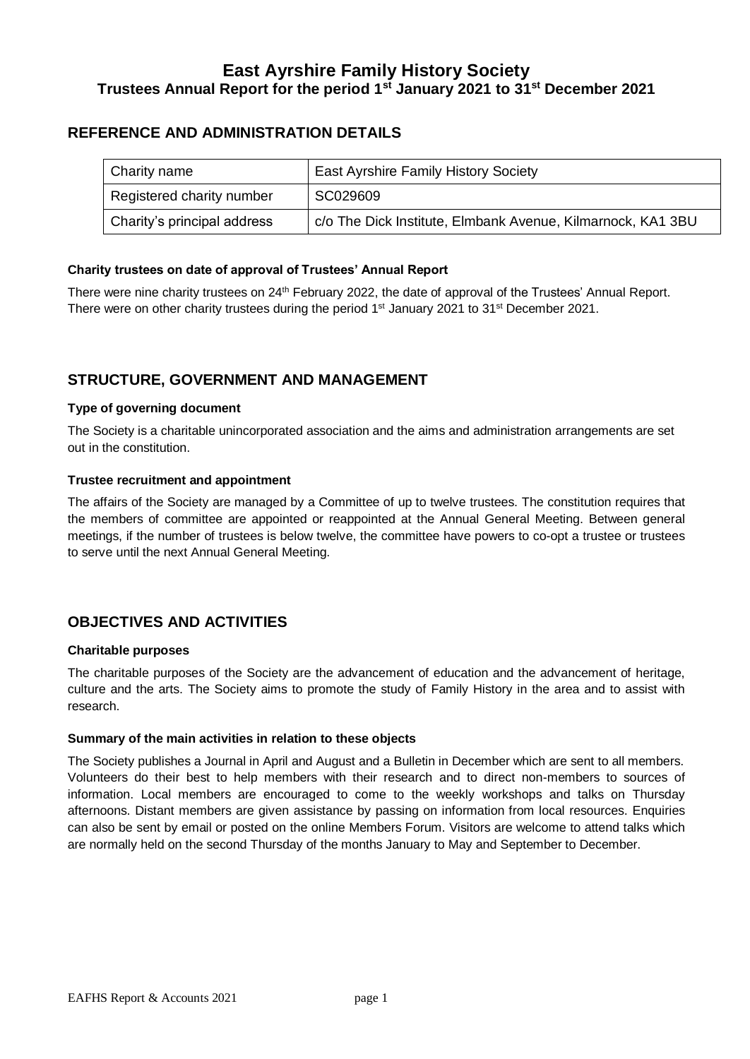# East Ayrshire Family History Society
## Trustees Annual Report for the period 1st January 2021 to 31st December 2021

## REFERENCE AND ADMINISTRATION DETAILS

| Charity name | East Ayrshire Family History Society |
|---|---|
| Registered charity number | SC029609 |
| Charity's principal address | c/o The Dick Institute, Elmbank Avenue, Kilmarnock, KA1 3BU |

#### Charity trustees on date of approval of Trustees' Annual Report

There were nine charity trustees on 24th February 2022, the date of approval of the Trustees' Annual Report. There were on other charity trustees during the period 1st January 2021 to 31st December 2021.

## STRUCTURE, GOVERNMENT AND MANAGEMENT

#### Type of governing document

The Society is a charitable unincorporated association and the aims and administration arrangements are set out in the constitution.

#### Trustee recruitment and appointment

The affairs of the Society are managed by a Committee of up to twelve trustees. The constitution requires that the members of committee are appointed or reappointed at the Annual General Meeting. Between general meetings, if the number of trustees is below twelve, the committee have powers to co-opt a trustee or trustees to serve until the next Annual General Meeting.

## OBJECTIVES AND ACTIVITIES

#### Charitable purposes

The charitable purposes of the Society are the advancement of education and the advancement of heritage, culture and the arts. The Society aims to promote the study of Family History in the area and to assist with research.

#### Summary of the main activities in relation to these objects

The Society publishes a Journal in April and August and a Bulletin in December which are sent to all members. Volunteers do their best to help members with their research and to direct non-members to sources of information. Local members are encouraged to come to the weekly workshops and talks on Thursday afternoons. Distant members are given assistance by passing on information from local resources. Enquiries can also be sent by email or posted on the online Members Forum. Visitors are welcome to attend talks which are normally held on the second Thursday of the months January to May and September to December.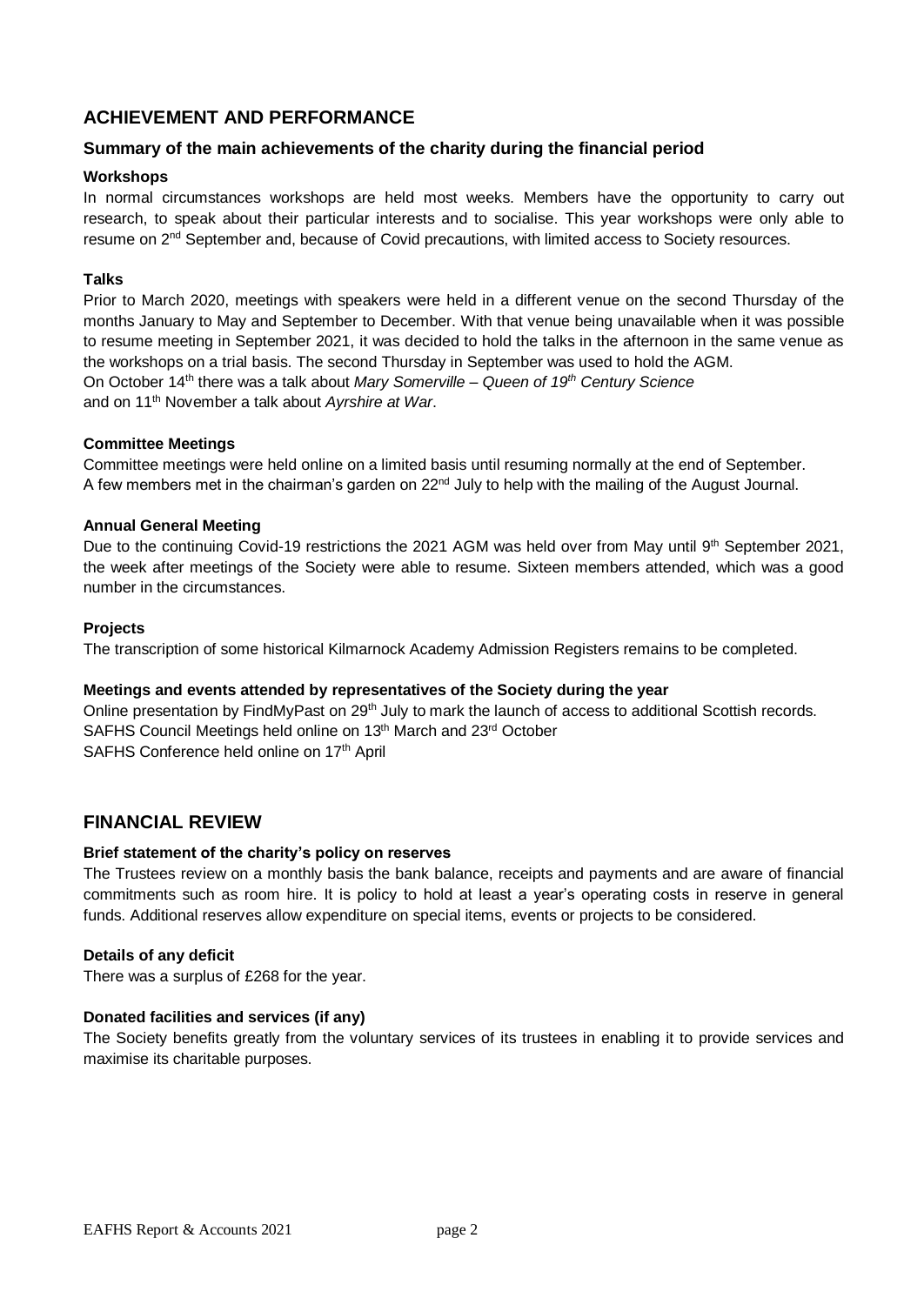## ACHIEVEMENT AND PERFORMANCE

### Summary of the main achievements of the charity during the financial period

**Workshops**

In normal circumstances workshops are held most weeks. Members have the opportunity to carry out research, to speak about their particular interests and to socialise. This year workshops were only able to resume on 2nd September and, because of Covid precautions, with limited access to Society resources.

**Talks**

Prior to March 2020, meetings with speakers were held in a different venue on the second Thursday of the months January to May and September to December. With that venue being unavailable when it was possible to resume meeting in September 2021, it was decided to hold the talks in the afternoon in the same venue as the workshops on a trial basis. The second Thursday in September was used to hold the AGM.

On October 14th there was a talk about *Mary Somerville – Queen of 19th Century Science*
and on 11th November a talk about *Ayrshire at War*.

**Committee Meetings**

Committee meetings were held online on a limited basis until resuming normally at the end of September.
A few members met in the chairman's garden on 22nd July to help with the mailing of the August Journal.

**Annual General Meeting**

Due to the continuing Covid-19 restrictions the 2021 AGM was held over from May until 9th September 2021, the week after meetings of the Society were able to resume. Sixteen members attended, which was a good number in the circumstances.

**Projects**

The transcription of some historical Kilmarnock Academy Admission Registers remains to be completed.

**Meetings and events attended by representatives of the Society during the year**

Online presentation by FindMyPast on 29th July to mark the launch of access to additional Scottish records.
SAFHS Council Meetings held online on 13th March and 23rd October
SAFHS Conference held online on 17th April

## FINANCIAL REVIEW

**Brief statement of the charity's policy on reserves**

The Trustees review on a monthly basis the bank balance, receipts and payments and are aware of financial commitments such as room hire. It is policy to hold at least a year's operating costs in reserve in general funds. Additional reserves allow expenditure on special items, events or projects to be considered.

**Details of any deficit**

There was a surplus of £268 for the year.

**Donated facilities and services (if any)**

The Society benefits greatly from the voluntary services of its trustees in enabling it to provide services and maximise its charitable purposes.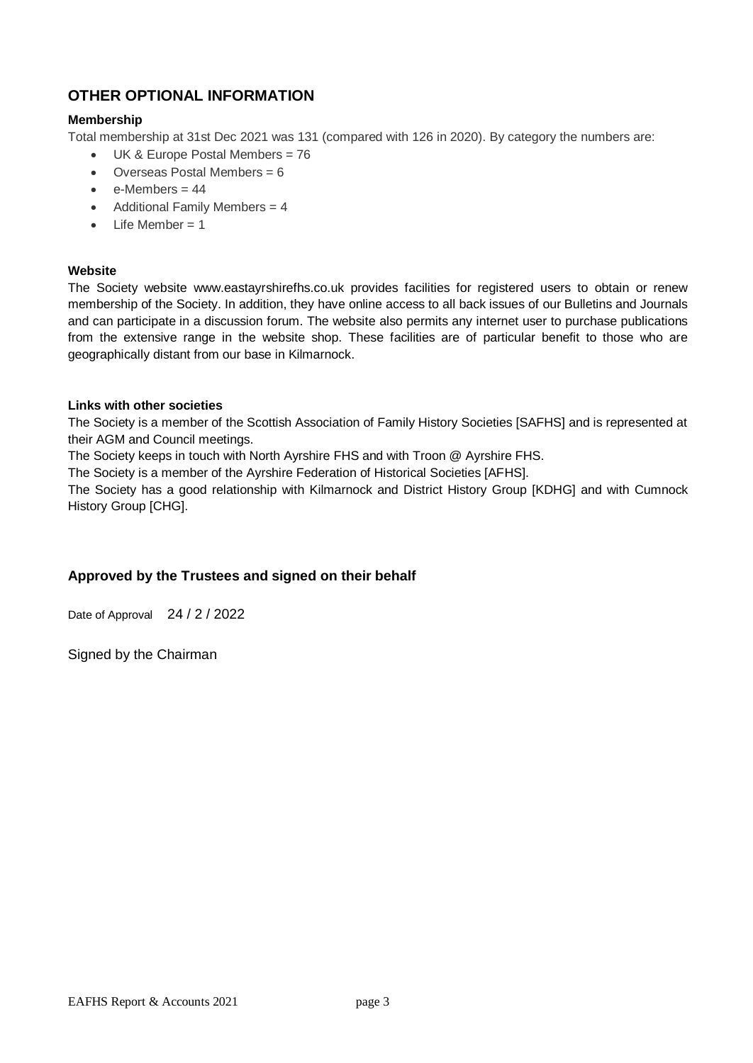## OTHER OPTIONAL INFORMATION

### Membership

Total membership at 31st Dec 2021 was 131 (compared with 126 in 2020). By category the numbers are:

- UK & Europe Postal Members = 76
- Overseas Postal Members = 6
- e-Members = 44
- Additional Family Members = 4
- Life Member = 1

### Website

The Society website www.eastayrshirefhs.co.uk provides facilities for registered users to obtain or renew membership of the Society. In addition, they have online access to all back issues of our Bulletins and Journals and can participate in a discussion forum. The website also permits any internet user to purchase publications from the extensive range in the website shop. These facilities are of particular benefit to those who are geographically distant from our base in Kilmarnock.

### Links with other societies

The Society is a member of the Scottish Association of Family History Societies [SAFHS] and is represented at their AGM and Council meetings.

The Society keeps in touch with North Ayrshire FHS and with Troon @ Ayrshire FHS.

The Society is a member of the Ayrshire Federation of Historical Societies [AFHS].

The Society has a good relationship with Kilmarnock and District History Group [KDHG] and with Cumnock History Group [CHG].

## Approved by the Trustees and signed on their behalf

Date of Approval 24 / 2 / 2022

Signed by the Chairman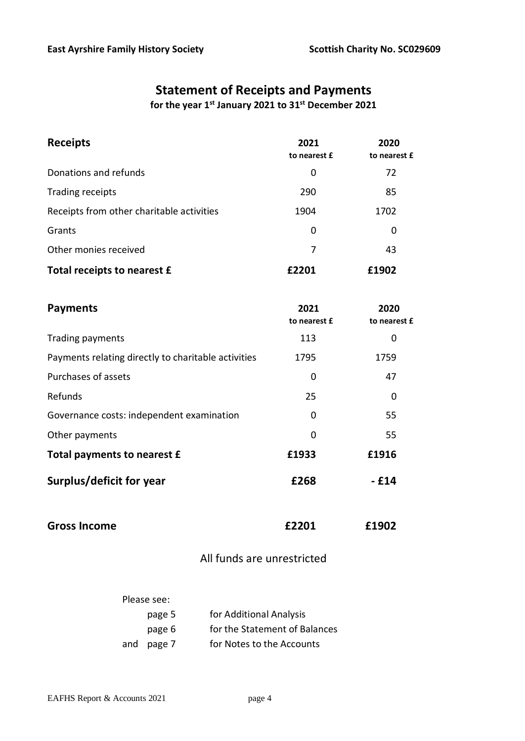**East Ayrshire Family History Society** **Scottish Charity No. SC029609**

# Statement of Receipts and Payments

**for the year 1st January 2021 to 31st December 2021**

| **Receipts** | **2021** to nearest £ | **2020** to nearest £ |
|---|---|---|
| Donations and refunds | 0 | 72 |
| Trading receipts | 290 | 85 |
| Receipts from other charitable activities | 1904 | 1702 |
| Grants | 0 | 0 |
| Other monies received | 7 | 43 |
| **Total receipts to nearest £** | **£2201** | **£1902** |

| **Payments** | **2021** to nearest £ | **2020** to nearest £ |
|---|---|---|
| Trading payments | 113 | 0 |
| Payments relating directly to charitable activities | 1795 | 1759 |
| Purchases of assets | 0 | 47 |
| Refunds | 25 | 0 |
| Governance costs: independent examination | 0 | 55 |
| Other payments | 0 | 55 |
| **Total payments to nearest £** | **£1933** | **£1916** |
| **Surplus/deficit for year** | **£268** | **- £14** |
| **Gross Income** | **£2201** | **£1902** |

All funds are unrestricted

Please see:

- page 5 for Additional Analysis
- page 6 for the Statement of Balances
- and page 7 for Notes to the Accounts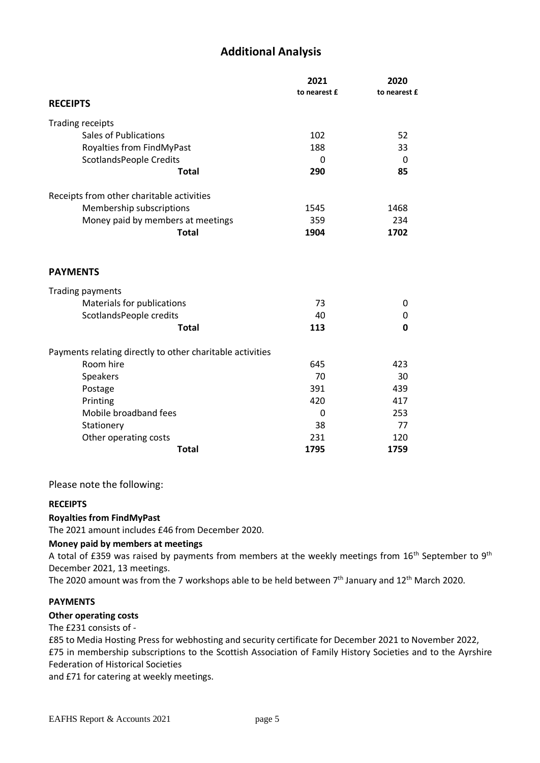# Additional Analysis

| | 2021 to nearest £ | 2020 to nearest £ |
|---|---|---|
| **RECEIPTS** | | |
| Trading receipts | | |
| Sales of Publications | 102 | 52 |
| Royalties from FindMyPast | 188 | 33 |
| ScotlandsPeople Credits | 0 | 0 |
| **Total** | **290** | **85** |
| Receipts from other charitable activities | | |
| Membership subscriptions | 1545 | 1468 |
| Money paid by members at meetings | 359 | 234 |
| **Total** | **1904** | **1702** |
| **PAYMENTS** | | |
| Trading payments | | |
| Materials for publications | 73 | 0 |
| ScotlandsPeople credits | 40 | 0 |
| **Total** | **113** | **0** |
| Payments relating directly to other charitable activities | | |
| Room hire | 645 | 423 |
| Speakers | 70 | 30 |
| Postage | 391 | 439 |
| Printing | 420 | 417 |
| Mobile broadband fees | 0 | 253 |
| Stationery | 38 | 77 |
| Other operating costs | 231 | 120 |
| **Total** | **1795** | **1759** |

Please note the following:

**RECEIPTS**

**Royalties from FindMyPast**

The 2021 amount includes £46 from December 2020.

**Money paid by members at meetings**

A total of £359 was raised by payments from members at the weekly meetings from 16th September to 9th December 2021, 13 meetings.

The 2020 amount was from the 7 workshops able to be held between 7th January and 12th March 2020.

**PAYMENTS**

**Other operating costs**

The £231 consists of -

£85 to Media Hosting Press for webhosting and security certificate for December 2021 to November 2022,

£75 in membership subscriptions to the Scottish Association of Family History Societies and to the Ayrshire Federation of Historical Societies

and £71 for catering at weekly meetings.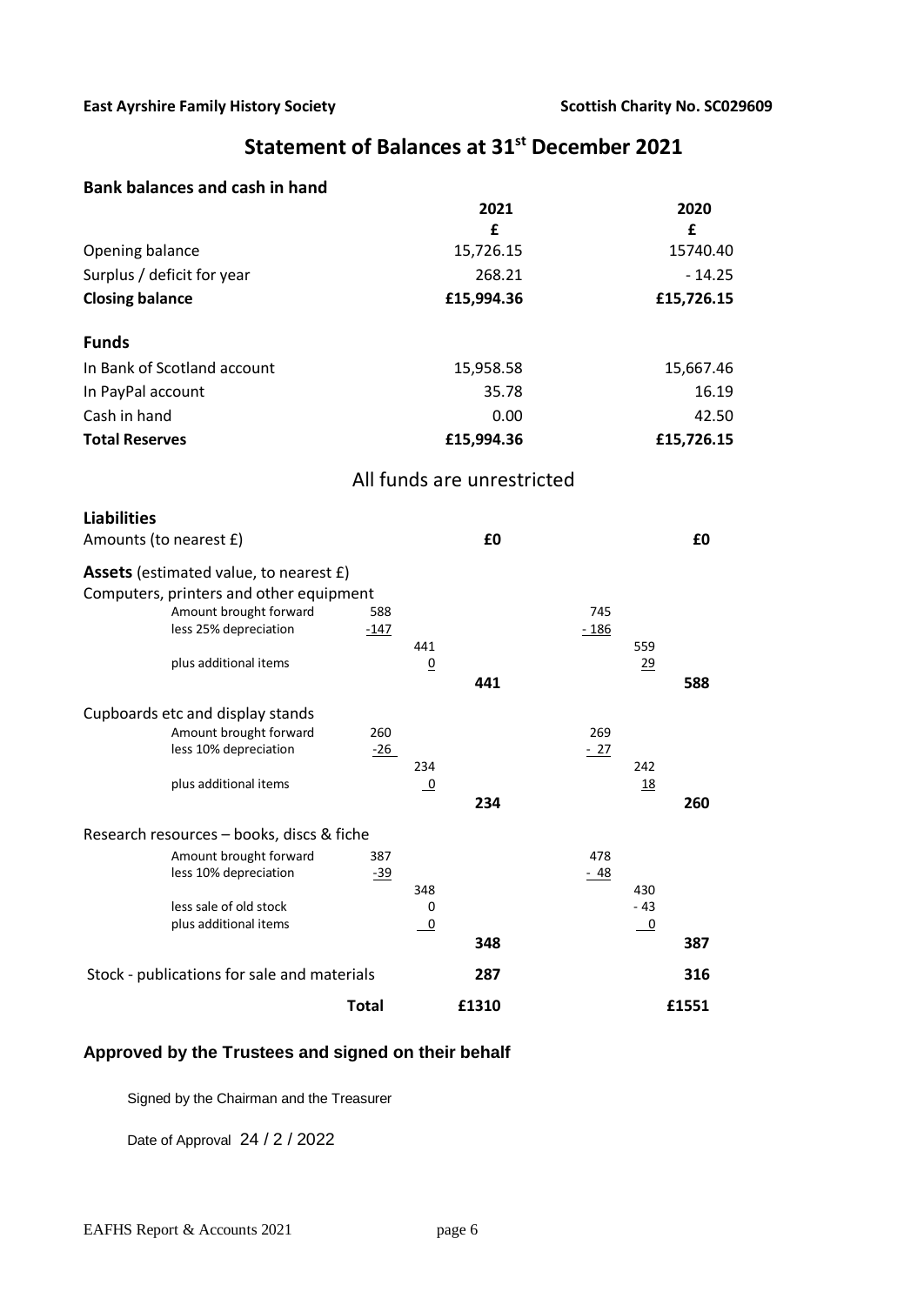**East Ayrshire Family History Society** | **Scottish Charity No. SC029609**

# Statement of Balances at 31st December 2021

## Bank balances and cash in hand

| | 2021 | 2020 |
|---|---|---|
| | £ | £ |
| Opening balance | 15,726.15 | 15740.40 |
| Surplus / deficit for year | 268.21 | - 14.25 |
| **Closing balance** | **£15,994.36** | **£15,726.15** |

## Funds

| | 2021 | 2020 |
|---|---|---|
| In Bank of Scotland account | 15,958.58 | 15,667.46 |
| In PayPal account | 35.78 | 16.19 |
| Cash in hand | 0.00 | 42.50 |
| **Total Reserves** | **£15,994.36** | **£15,726.15** |

All funds are unrestricted

## Liabilities

| | | | 2021 | | | 2020 |
|---|---|---|---|---|---|---|
| Amounts (to nearest £) | | | **£0** | | | **£0** |

## Assets (estimated value, to nearest £)

| | | | 2021 | | | 2020 |
|---|---|---|---|---|---|---|
| **Computers, printers and other equipment** | | | | | | |
| Amount brought forward | 588 | | | 745 | | |
| less 25% depreciation | -147 | | | - 186 | | |
| | | 441 | | | 559 | |
| plus additional items | | 0 | | | 29 | |
| | | | **441** | | | **588** |
| **Cupboards etc and display stands** | | | | | | |
| Amount brought forward | 260 | | | 269 | | |
| less 10% depreciation | -26 | | | - 27 | | |
| | | 234 | | | 242 | |
| plus additional items | | 0 | | | 18 | |
| | | | **234** | | | **260** |
| **Research resources – books, discs & fiche** | | | | | | |
| Amount brought forward | 387 | | | 478 | | |
| less 10% depreciation | -39 | | | - 48 | | |
| | | 348 | | | 430 | |
| less sale of old stock | | 0 | | | - 43 | |
| plus additional items | | 0 | | | 0 | |
| | | | **348** | | | **387** |
| Stock - publications for sale and materials | | | **287** | | | **316** |
| **Total** | | | **£1310** | | | **£1551** |

### Approved by the Trustees and signed on their behalf

Signed by the Chairman and the Treasurer

Date of Approval 24 / 2 / 2022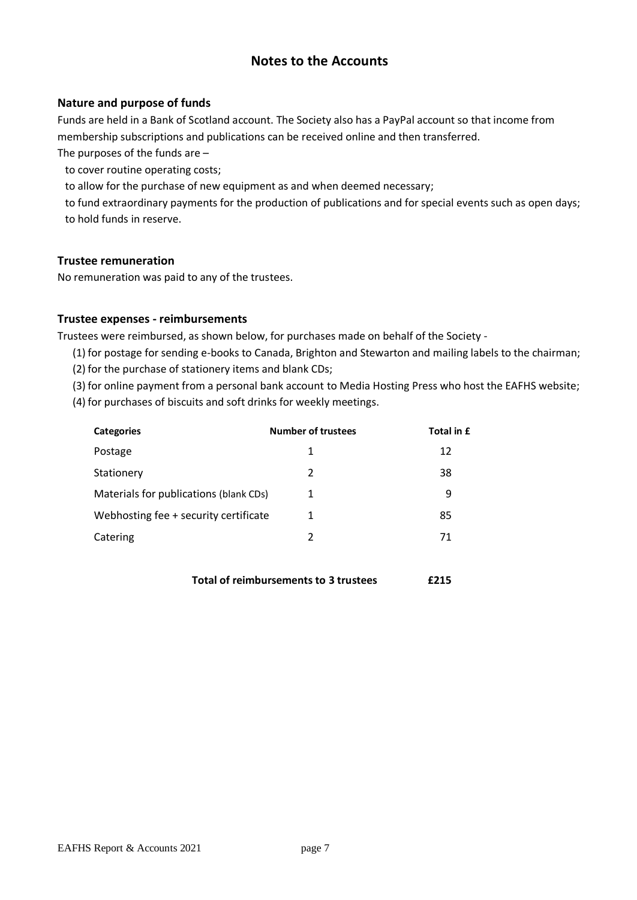# Notes to the Accounts

### Nature and purpose of funds

Funds are held in a Bank of Scotland account. The Society also has a PayPal account so that income from membership subscriptions and publications can be received online and then transferred.

The purposes of the funds are –

to cover routine operating costs;

to allow for the purchase of new equipment as and when deemed necessary;

to fund extraordinary payments for the production of publications and for special events such as open days;

to hold funds in reserve.

### Trustee remuneration

No remuneration was paid to any of the trustees.

### Trustee expenses - reimbursements

Trustees were reimbursed, as shown below, for purchases made on behalf of the Society -

(1) for postage for sending e-books to Canada, Brighton and Stewarton and mailing labels to the chairman;

(2) for the purchase of stationery items and blank CDs;

(3) for online payment from a personal bank account to Media Hosting Press who host the EAFHS website;

(4) for purchases of biscuits and soft drinks for weekly meetings.

| Categories | Number of trustees | Total in £ |
|---|---|---|
| Postage | 1 | 12 |
| Stationery | 2 | 38 |
| Materials for publications (blank CDs) | 1 | 9 |
| Webhosting fee + security certificate | 1 | 85 |
| Catering | 2 | 71 |
| | **Total of reimbursements to 3 trustees** | **£215** |